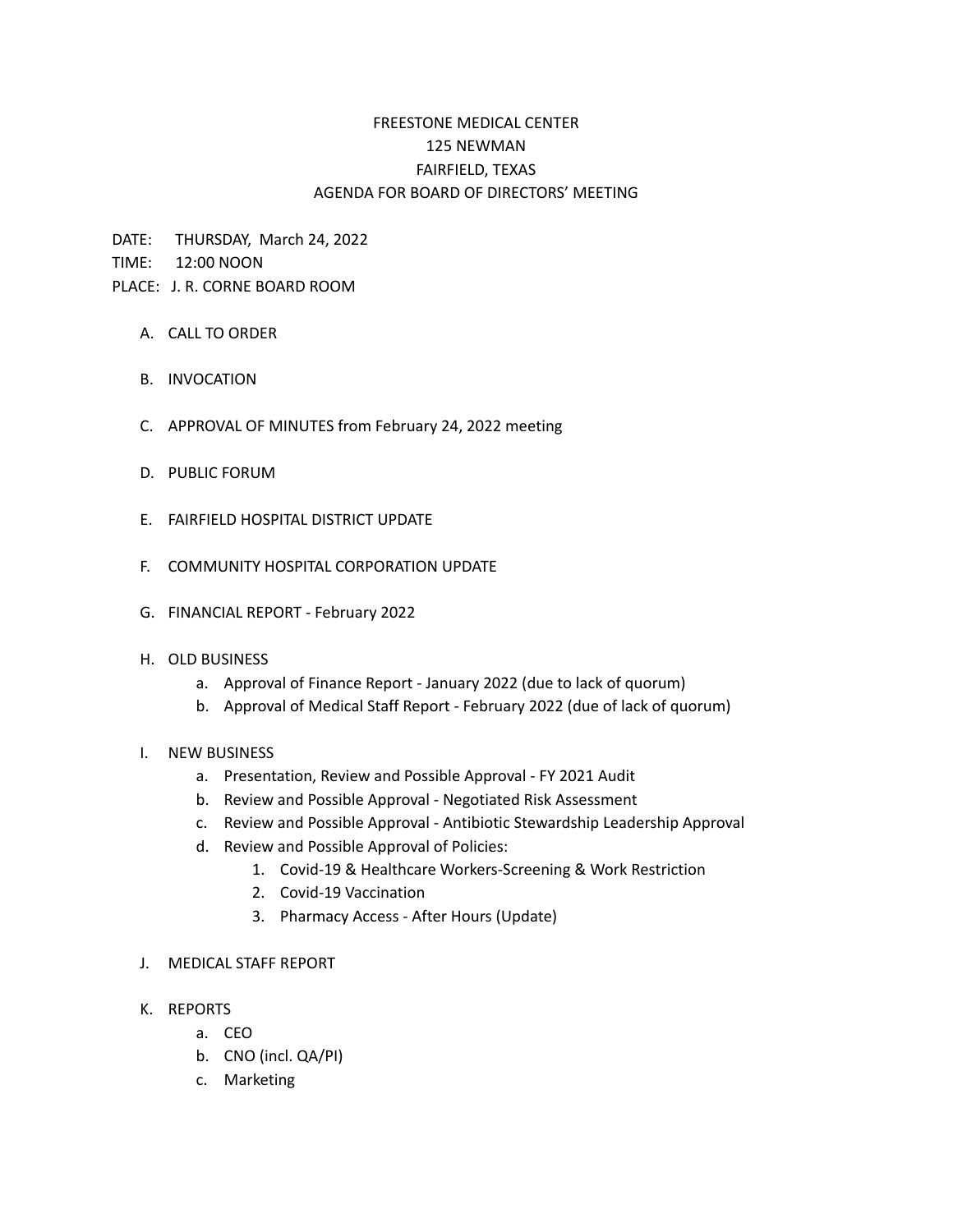# FREESTONE MEDICAL CENTER
## 125 NEWMAN
## FAIRFIELD, TEXAS
## AGENDA FOR BOARD OF DIRECTORS' MEETING

DATE: THURSDAY, March 24, 2022

TIME: 12:00 NOON

PLACE: J. R. CORNE BOARD ROOM

A. CALL TO ORDER

B. INVOCATION

C. APPROVAL OF MINUTES from February 24, 2022 meeting

D. PUBLIC FORUM

E. FAIRFIELD HOSPITAL DISTRICT UPDATE

F. COMMUNITY HOSPITAL CORPORATION UPDATE

G. FINANCIAL REPORT - February 2022

H. OLD BUSINESS
   - a. Approval of Finance Report - January 2022 (due to lack of quorum)
   - b. Approval of Medical Staff Report - February 2022 (due of lack of quorum)

I. NEW BUSINESS
   - a. Presentation, Review and Possible Approval - FY 2021 Audit
   - b. Review and Possible Approval - Negotiated Risk Assessment
   - c. Review and Possible Approval - Antibiotic Stewardship Leadership Approval
   - d. Review and Possible Approval of Policies:
     1. Covid-19 & Healthcare Workers-Screening & Work Restriction
     2. Covid-19 Vaccination
     3. Pharmacy Access - After Hours (Update)

J. MEDICAL STAFF REPORT

K. REPORTS
   - a. CEO
   - b. CNO (incl. QA/PI)
   - c. Marketing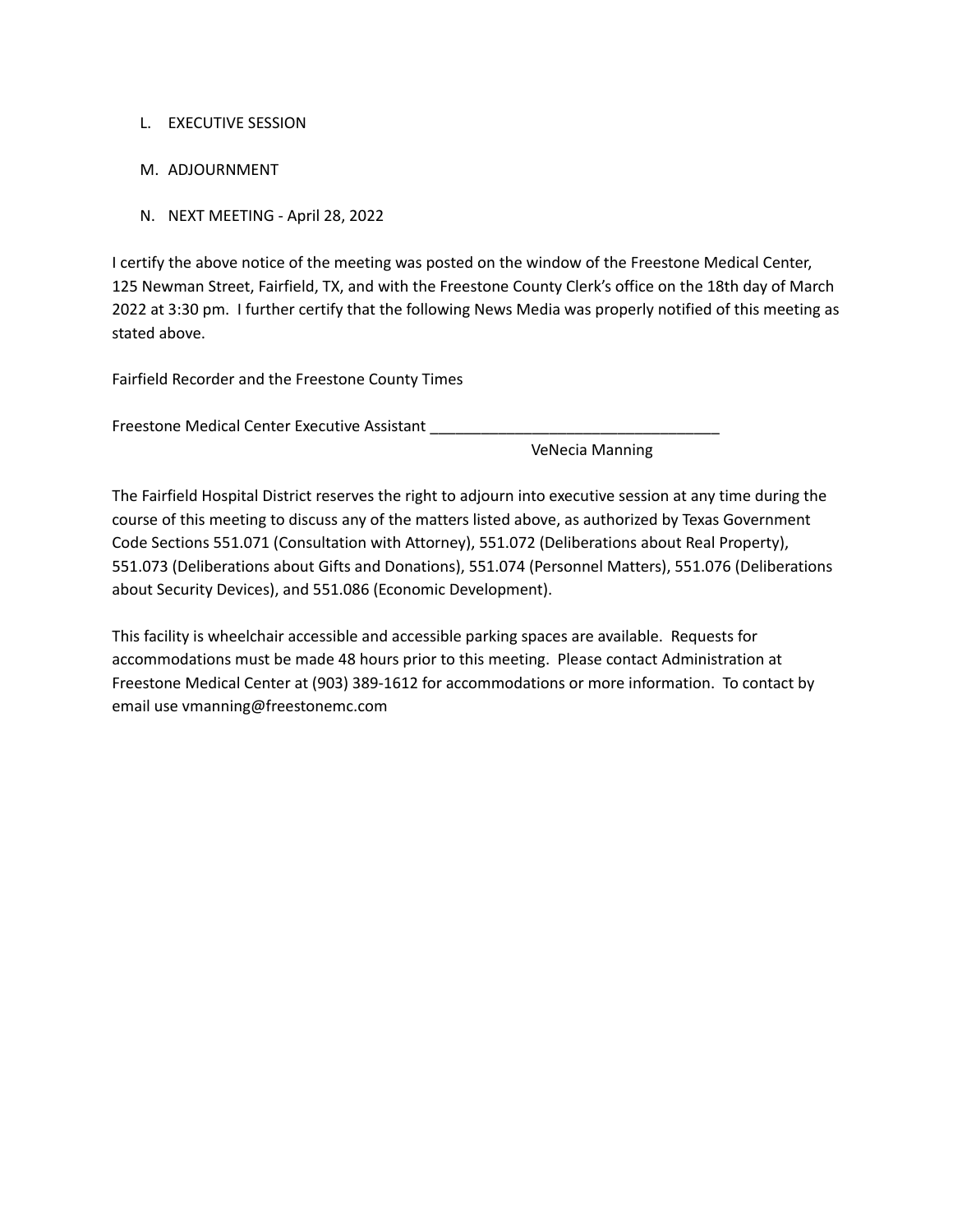L. EXECUTIVE SESSION

M. ADJOURNMENT

N. NEXT MEETING - April 28, 2022

I certify the above notice of the meeting was posted on the window of the Freestone Medical Center, 125 Newman Street, Fairfield, TX, and with the Freestone County Clerk's office on the 18th day of March 2022 at 3:30 pm. I further certify that the following News Media was properly notified of this meeting as stated above.

Fairfield Recorder and the Freestone County Times

Freestone Medical Center Executive Assistant ___________________________________

VeNecia Manning

The Fairfield Hospital District reserves the right to adjourn into executive session at any time during the course of this meeting to discuss any of the matters listed above, as authorized by Texas Government Code Sections 551.071 (Consultation with Attorney), 551.072 (Deliberations about Real Property), 551.073 (Deliberations about Gifts and Donations), 551.074 (Personnel Matters), 551.076 (Deliberations about Security Devices), and 551.086 (Economic Development).

This facility is wheelchair accessible and accessible parking spaces are available. Requests for accommodations must be made 48 hours prior to this meeting. Please contact Administration at Freestone Medical Center at (903) 389-1612 for accommodations or more information. To contact by email use vmanning@freestonemc.com